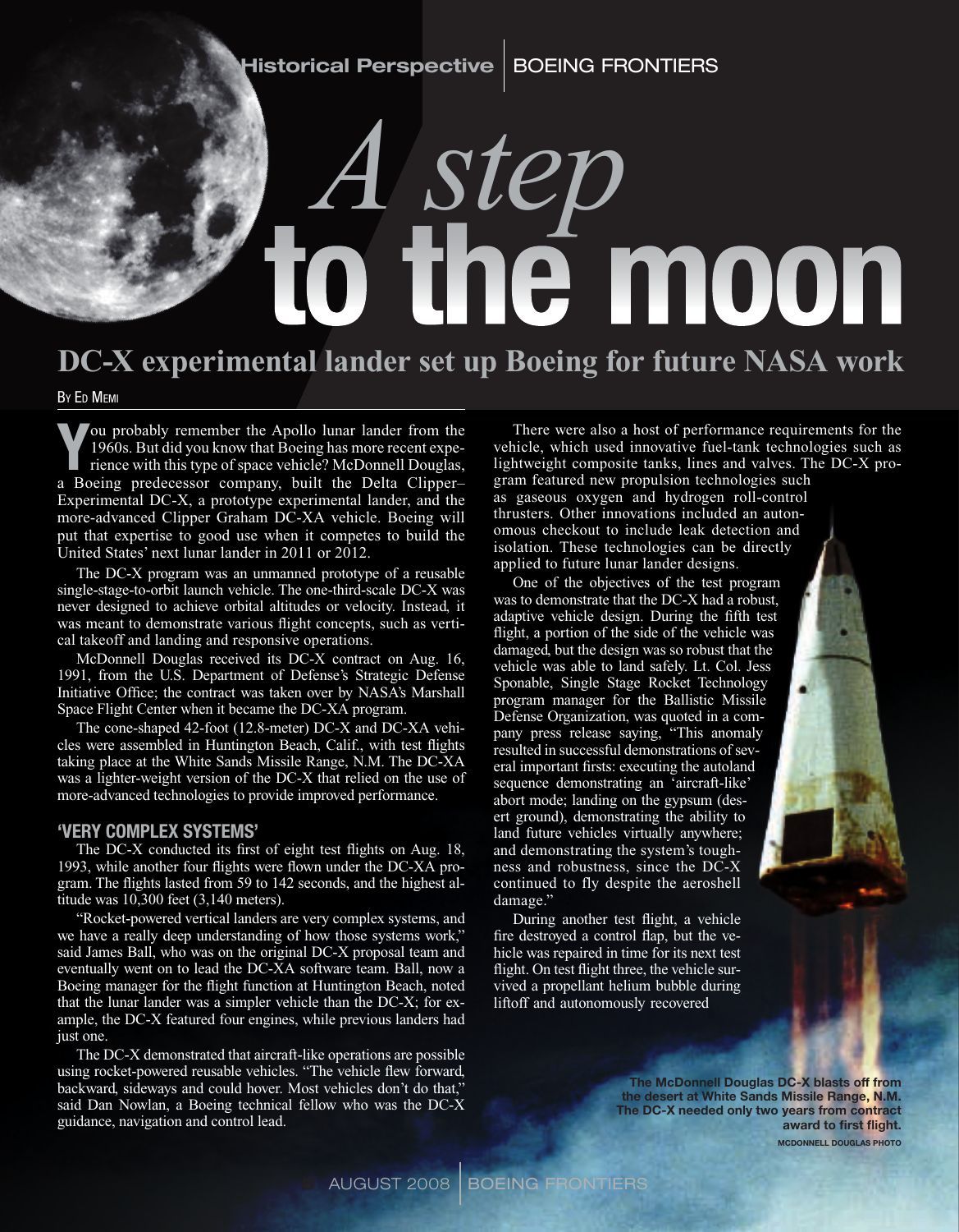# A step to the moon

## DC-X experimental lander set up Boeing for future NASA work

By Ed Memi

You probably remember the Apollo lunar lander from the 1960s. But did you know that Boeing has more recent experience with this type of space vehicle? McDonnell Douglas, a Boeing predecessor company, built the Delta Clipper–Experimental DC-X, a prototype experimental lander, and the more-advanced Clipper Graham DC-XA vehicle. Boeing will put that expertise to good use when it competes to build the United States' next lunar lander in 2011 or 2012.

The DC-X program was an unmanned prototype of a reusable single-stage-to-orbit launch vehicle. The one-third-scale DC-X was never designed to achieve orbital altitudes or velocity. Instead, it was meant to demonstrate various flight concepts, such as vertical takeoff and landing and responsive operations.

McDonnell Douglas received its DC-X contract on Aug. 16, 1991, from the U.S. Department of Defense's Strategic Defense Initiative Office; the contract was taken over by NASA's Marshall Space Flight Center when it became the DC-XA program.

The cone-shaped 42-foot (12.8-meter) DC-X and DC-XA vehicles were assembled in Huntington Beach, Calif., with test flights taking place at the White Sands Missile Range, N.M. The DC-XA was a lighter-weight version of the DC-X that relied on the use of more-advanced technologies to provide improved performance.

### 'VERY COMPLEX SYSTEMS'

The DC-X conducted its first of eight test flights on Aug. 18, 1993, while another four flights were flown under the DC-XA program. The flights lasted from 59 to 142 seconds, and the highest altitude was 10,300 feet (3,140 meters).

"Rocket-powered vertical landers are very complex systems, and we have a really deep understanding of how those systems work," said James Ball, who was on the original DC-X proposal team and eventually went on to lead the DC-XA software team. Ball, now a Boeing manager for the flight function at Huntington Beach, noted that the lunar lander was a simpler vehicle than the DC-X; for example, the DC-X featured four engines, while previous landers had just one.

The DC-X demonstrated that aircraft-like operations are possible using rocket-powered reusable vehicles. "The vehicle flew forward, backward, sideways and could hover. Most vehicles don't do that," said Dan Nowlan, a Boeing technical fellow who was the DC-X guidance, navigation and control lead.

There were also a host of performance requirements for the vehicle, which used innovative fuel-tank technologies such as lightweight composite tanks, lines and valves. The DC-X program featured new propulsion technologies such as gaseous oxygen and hydrogen roll-control thrusters. Other innovations included an autonomous checkout to include leak detection and isolation. These technologies can be directly applied to future lunar lander designs.

One of the objectives of the test program was to demonstrate that the DC-X had a robust, adaptive vehicle design. During the fifth test flight, a portion of the side of the vehicle was damaged, but the design was so robust that the vehicle was able to land safely. Lt. Col. Jess Sponable, Single Stage Rocket Technology program manager for the Ballistic Missile Defense Organization, was quoted in a company press release saying, "This anomaly resulted in successful demonstrations of several important firsts: executing the autoland sequence demonstrating an 'aircraft-like' abort mode; landing on the gypsum (desert ground), demonstrating the ability to land future vehicles virtually anywhere; and demonstrating the system's toughness and robustness, since the DC-X continued to fly despite the aeroshell damage."

During another test flight, a vehicle fire destroyed a control flap, but the vehicle was repaired in time for its next test flight. On test flight three, the vehicle survived a propellant helium bubble during liftoff and autonomously recovered

**The McDonnell Douglas DC-X blasts off from the desert at White Sands Missile Range, N.M. The DC-X needed only two years from contract award to first flight.**
MCDONNELL DOUGLAS PHOTO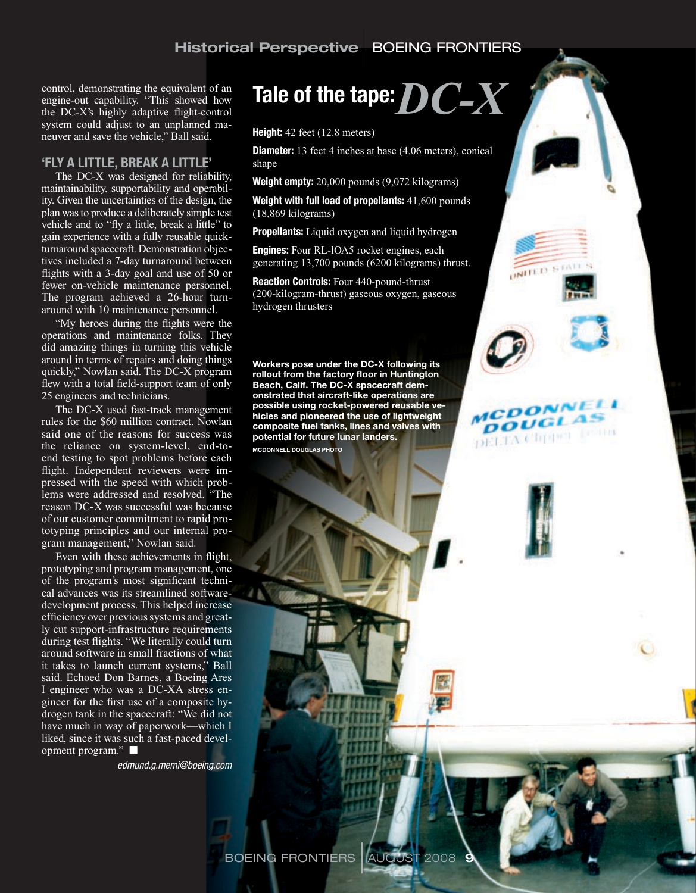control, demonstrating the equivalent of an engine-out capability. "This showed how the DC-X's highly adaptive flight-control system could adjust to an unplanned maneuver and save the vehicle," Ball said.

## 'FLY A LITTLE, BREAK A LITTLE'

The DC-X was designed for reliability, maintainability, supportability and operability. Given the uncertainties of the design, the plan was to produce a deliberately simple test vehicle and to "fly a little, break a little" to gain experience with a fully reusable quick-turnaround spacecraft. Demonstration objectives included a 7-day turnaround between flights with a 3-day goal and use of 50 or fewer on-vehicle maintenance personnel. The program achieved a 26-hour turnaround with 10 maintenance personnel.

"My heroes during the flights were the operations and maintenance folks. They did amazing things in turning this vehicle around in terms of repairs and doing things quickly," Nowlan said. The DC-X program flew with a total field-support team of only 25 engineers and technicians.

The DC-X used fast-track management rules for the $60 million contract. Nowlan said one of the reasons for success was the reliance on system-level, end-to-end testing to spot problems before each flight. Independent reviewers were impressed with the speed with which problems were addressed and resolved. "The reason DC-X was successful was because of our customer commitment to rapid prototyping principles and our internal program management," Nowlan said.

Even with these achievements in flight, prototyping and program management, one of the program's most significant technical advances was its streamlined software-development process. This helped increase efficiency over previous systems and greatly cut support-infrastructure requirements during test flights. "We literally could turn around software in small fractions of what it takes to launch current systems," Ball said. Echoed Don Barnes, a Boeing Ares I engineer who was a DC-XA stress engineer for the first use of a composite hydrogen tank in the spacecraft: "We did not have much in way of paperwork—which I liked, since it was such a fast-paced development program." ■

*edmund.g.memi@boeing.com*

## Tale of the tape: *DC-X*

**Height:** 42 feet (12.8 meters)

**Diameter:** 13 feet 4 inches at base (4.06 meters), conical shape

**Weight empty:** 20,000 pounds (9,072 kilograms)

**Weight with full load of propellants:** 41,600 pounds (18,869 kilograms)

**Propellants:** Liquid oxygen and liquid hydrogen

**Engines:** Four RL-lOA5 rocket engines, each generating 13,700 pounds (6200 kilograms) thrust.

**Reaction Controls:** Four 440-pound-thrust (200-kilogram-thrust) gaseous oxygen, gaseous hydrogen thrusters

**Workers pose under the DC-X following its rollout from the factory floor in Huntington Beach, Calif. The DC-X spacecraft demonstrated that aircraft-like operations are possible using rocket-powered reusable vehicles and pioneered the use of lightweight composite fuel tanks, lines and valves with potential for future lunar landers.**

MCDONNELL DOUGLAS PHOTO